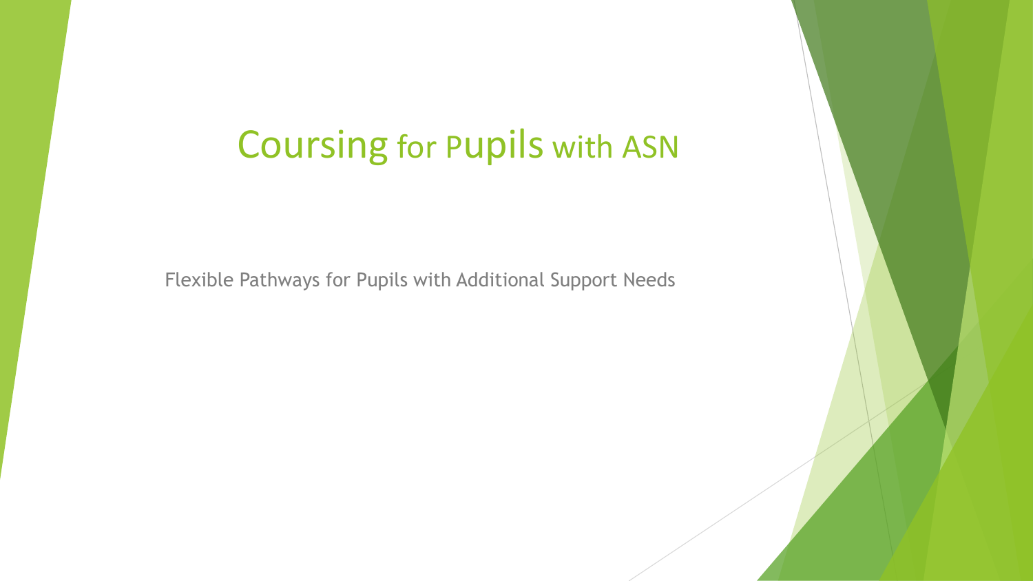# Coursing for Pupils with ASN

Flexible Pathways for Pupils with Additional Support Needs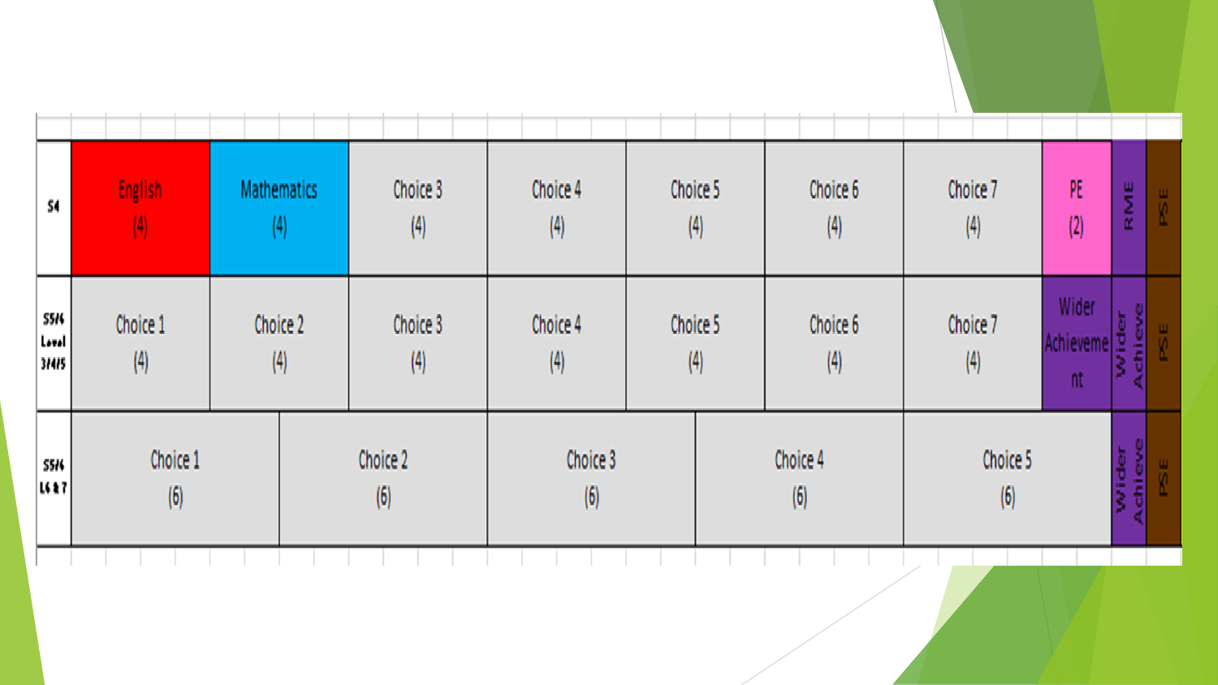| | | | | | | | | | |
|---|---|---|---|---|---|---|---|---|---|
| S4 | English (4) | Mathematics (4) | Choice 3 (4) | Choice 4 (4) | Choice 5 (4) | Choice 6 (4) | Choice 7 (4) | PE (2) | RME | PSE |
| S5/6 Level 3/4/5 | Choice 1 (4) | Choice 2 (4) | Choice 3 (4) | Choice 4 (4) | Choice 5 (4) | Choice 6 (4) | Choice 7 (4) | Wider Achievement | Wider Achieve | PSE |
| S5/6 L6 & 7 | Choice 1 (6) | Choice 2 (6) | Choice 3 (6) | Choice 4 (6) | Choice 5 (6) | | | | Wider Achieve | PSE |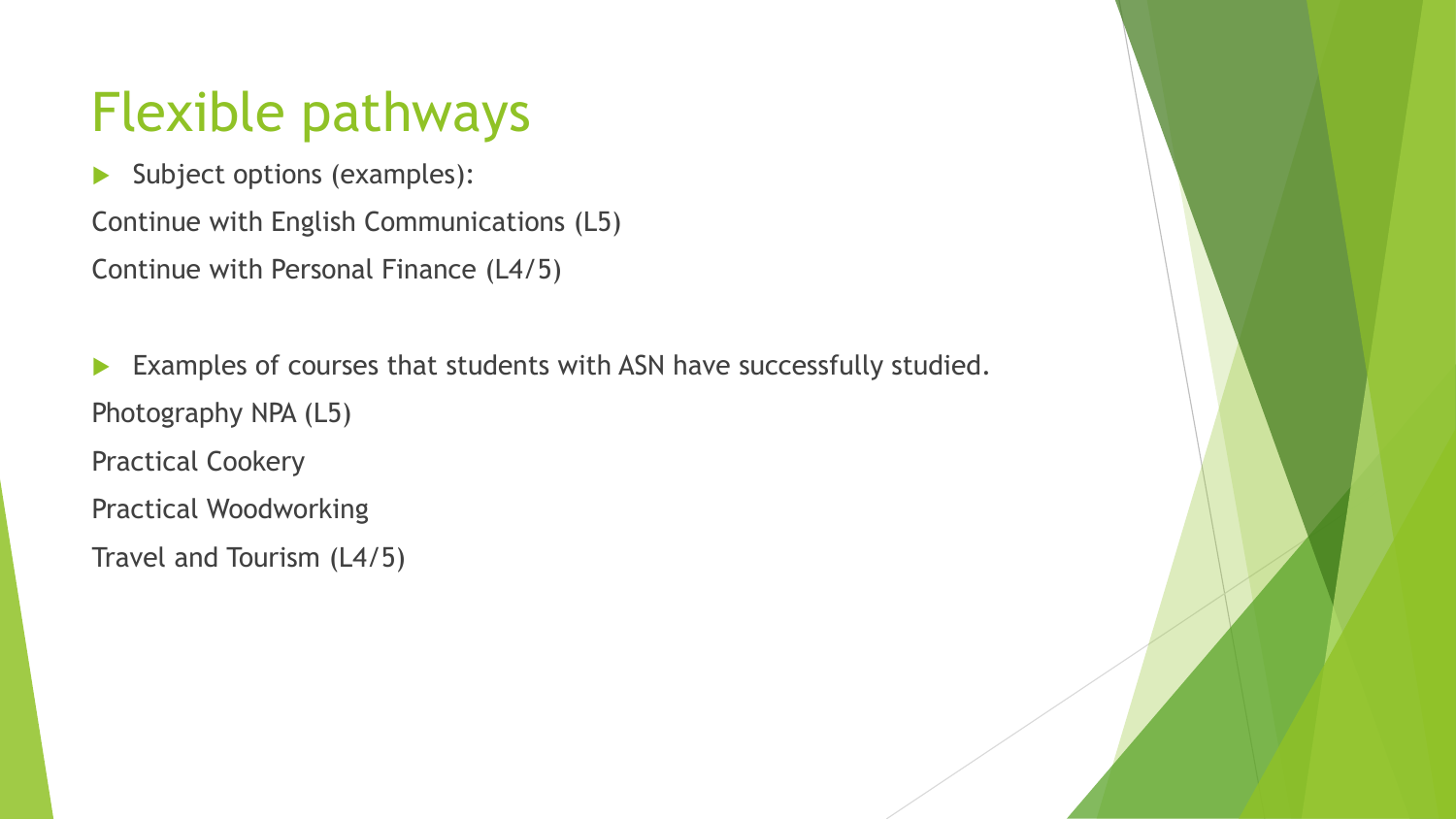# Flexible pathways

- Subject options (examples):

Continue with English Communications (L5)

Continue with Personal Finance (L4/5)

- Examples of courses that students with ASN have successfully studied.

Photography NPA (L5)

Practical Cookery

Practical Woodworking

Travel and Tourism (L4/5)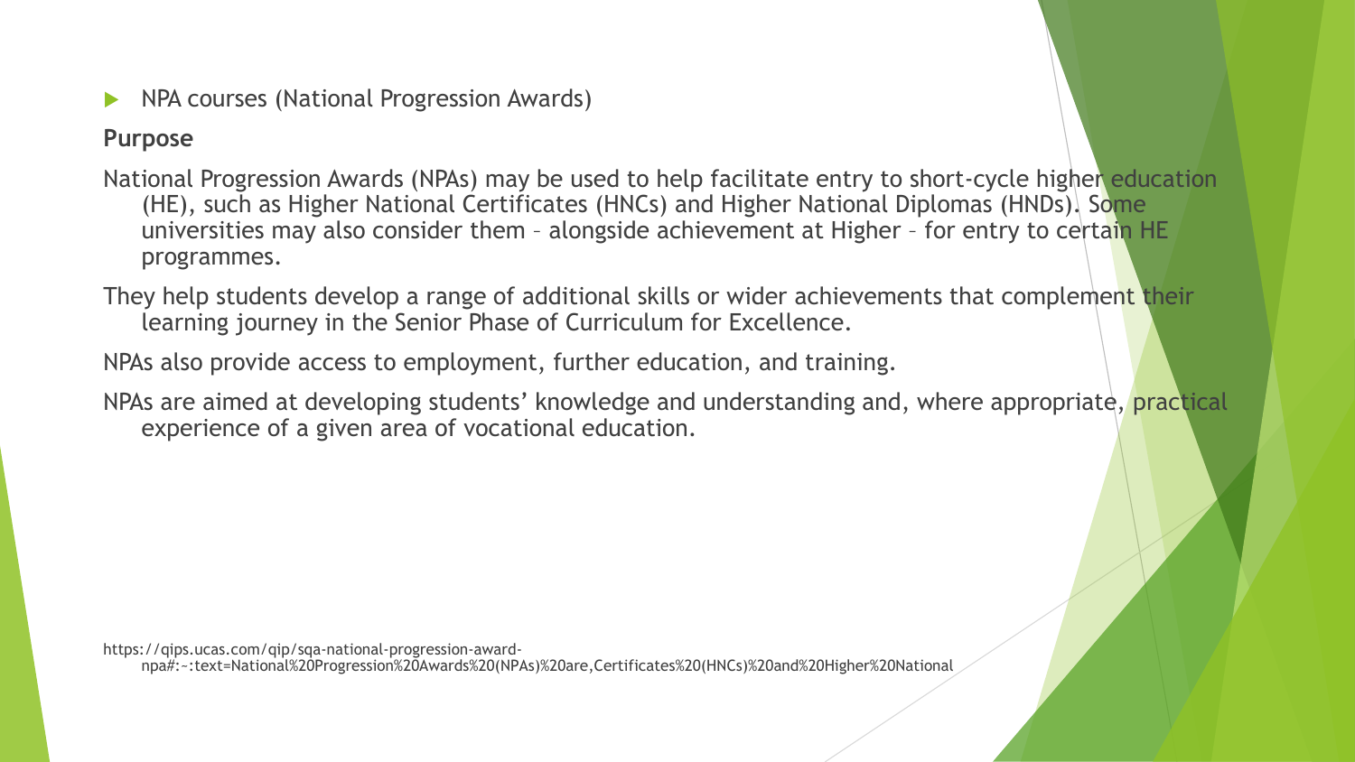- NPA courses (National Progression Awards)

**Purpose**

National Progression Awards (NPAs) may be used to help facilitate entry to short-cycle higher education (HE), such as Higher National Certificates (HNCs) and Higher National Diplomas (HNDs). Some universities may also consider them – alongside achievement at Higher – for entry to certain HE programmes.

They help students develop a range of additional skills or wider achievements that complement their learning journey in the Senior Phase of Curriculum for Excellence.

NPAs also provide access to employment, further education, and training.

NPAs are aimed at developing students' knowledge and understanding and, where appropriate, practical experience of a given area of vocational education.

https://qips.ucas.com/qip/sqa-national-progression-award-npa#:~:text=National%20Progression%20Awards%20(NPAs)%20are,Certificates%20(HNCs)%20and%20Higher%20National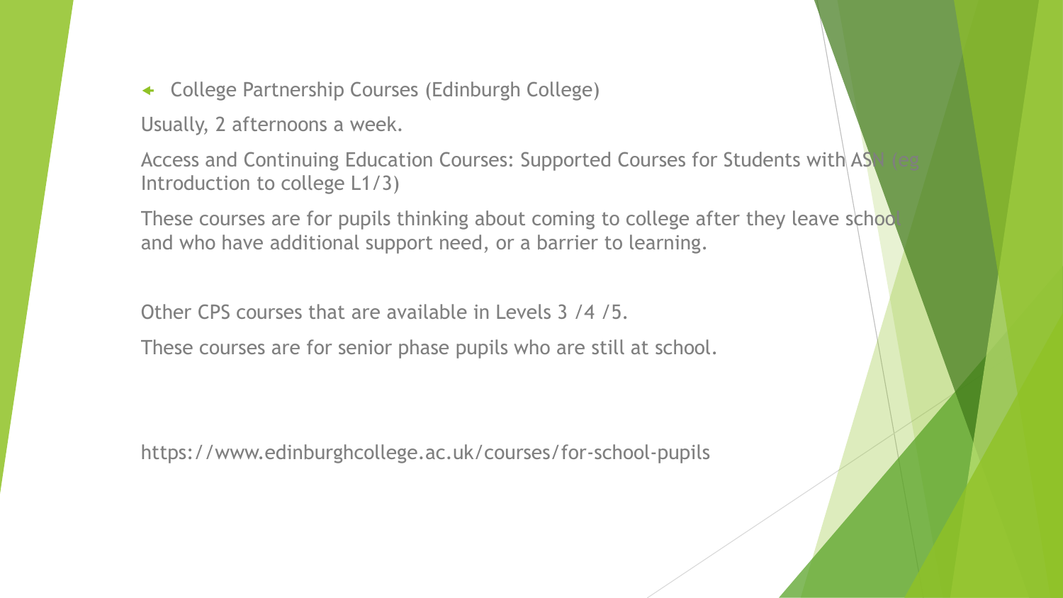- College Partnership Courses (Edinburgh College)

Usually, 2 afternoons a week.

Access and Continuing Education Courses: Supported Courses for Students with ASN (eg Introduction to college L1/3)

These courses are for pupils thinking about coming to college after they leave school and who have additional support need, or a barrier to learning.

Other CPS courses that are available in Levels 3 /4 /5.

These courses are for senior phase pupils who are still at school.

https://www.edinburghcollege.ac.uk/courses/for-school-pupils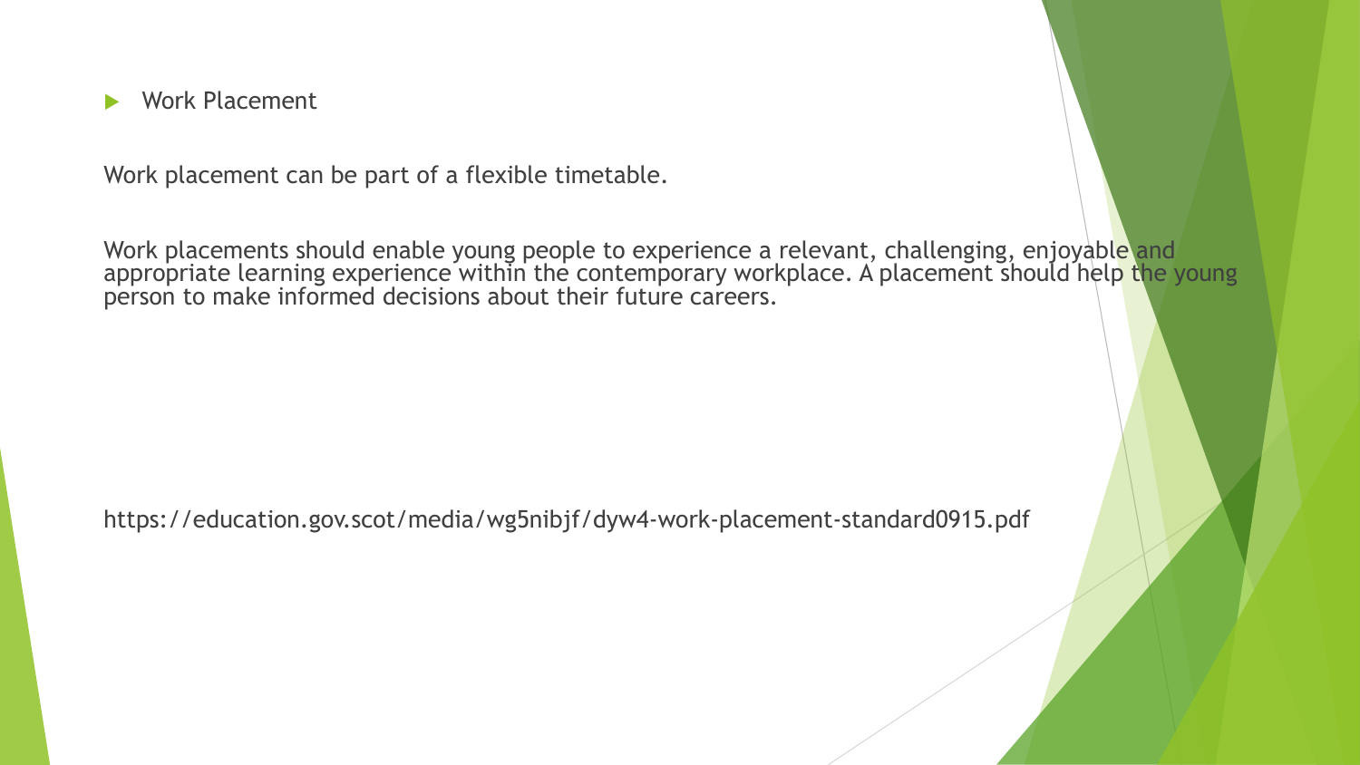- Work Placement

Work placement can be part of a flexible timetable.

Work placements should enable young people to experience a relevant, challenging, enjoyable and appropriate learning experience within the contemporary workplace. A placement should help the young person to make informed decisions about their future careers.

https://education.gov.scot/media/wg5nibjf/dyw4-work-placement-standard0915.pdf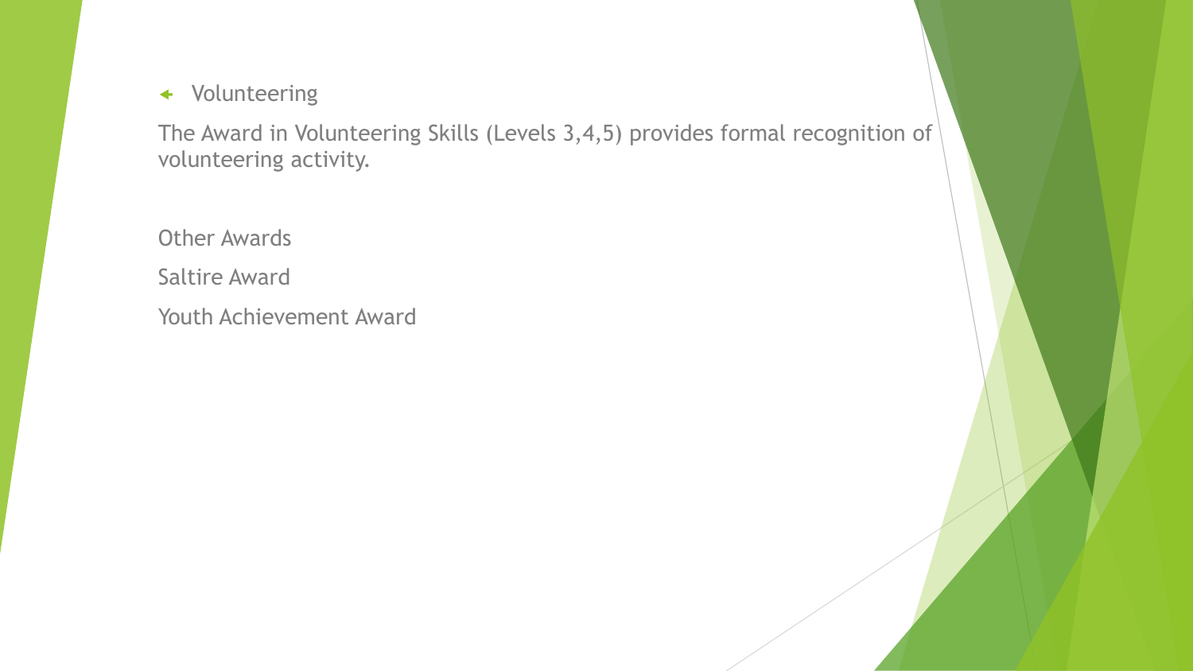- Volunteering

The Award in Volunteering Skills (Levels 3,4,5) provides formal recognition of volunteering activity.

Other Awards

Saltire Award

Youth Achievement Award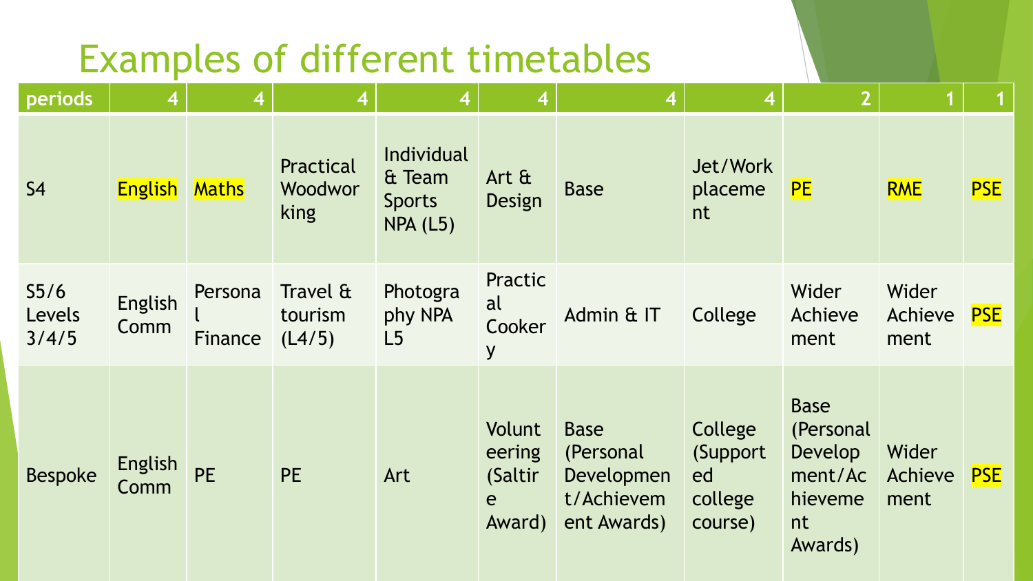# Examples of different timetables

| periods | 4 | 4 | 4 | 4 | 4 | 4 | 4 | 2 | 1 | 1 |
|---|---|---|---|---|---|---|---|---|---|---|
| S4 | English | Maths | Practical Woodworking | Individual & Team Sports NPA (L5) | Art & Design | Base | Jet/Work placement | PE | RME | PSE |
| S5/6 Levels 3/4/5 | English Comm | Personal Finance | Travel & tourism (L4/5) | Photography NPA L5 | Practical Cookery | Admin & IT | College | Wider Achievement | Wider Achievement | PSE |
| Bespoke | English Comm | PE | PE | Art | Volunteering (Saltire Award) | Base (Personal Development/Achievement Awards) | College (Supported college course) | Base (Personal Development/Achievement Awards) | Wider Achievement | PSE |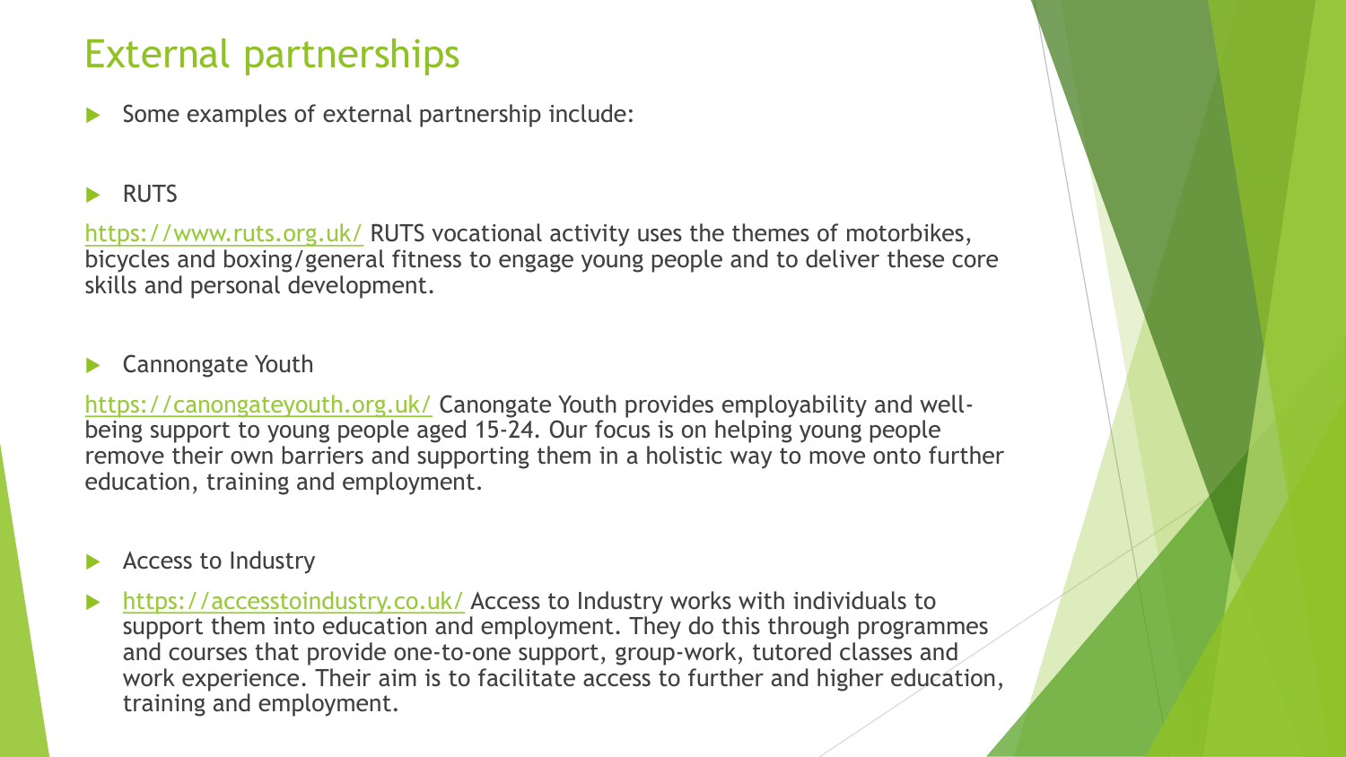# External partnerships

- Some examples of external partnership include:

- RUTS

https://www.ruts.org.uk/ RUTS vocational activity uses the themes of motorbikes, bicycles and boxing/general fitness to engage young people and to deliver these core skills and personal development.

- Cannongate Youth

https://canongateyouth.org.uk/ Canongate Youth provides employability and well-being support to young people aged 15-24. Our focus is on helping young people remove their own barriers and supporting them in a holistic way to move onto further education, training and employment.

- Access to Industry

- https://accesstoindustry.co.uk/ Access to Industry works with individuals to support them into education and employment. They do this through programmes and courses that provide one-to-one support, group-work, tutored classes and work experience. Their aim is to facilitate access to further and higher education, training and employment.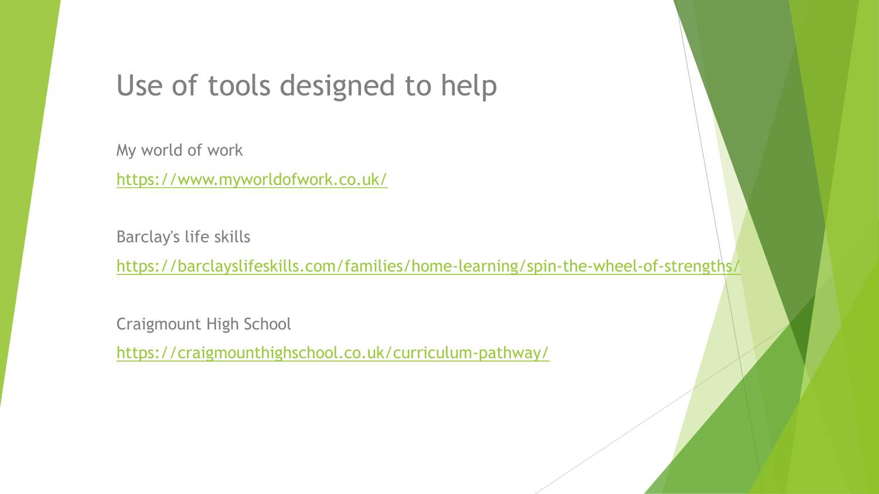# Use of tools designed to help

My world of work

https://www.myworldofwork.co.uk/

Barclay's life skills

https://barclayslifeskills.com/families/home-learning/spin-the-wheel-of-strengths/

Craigmount High School

https://craigmounthighschool.co.uk/curriculum-pathway/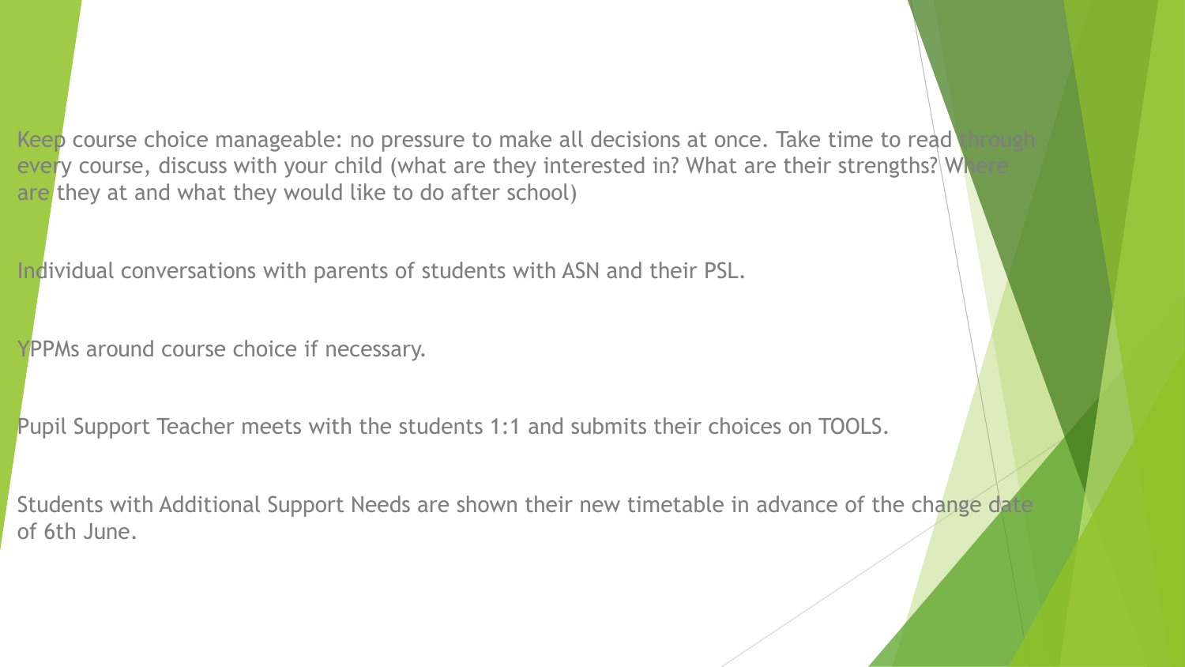Keep course choice manageable: no pressure to make all decisions at once. Take time to read through every course, discuss with your child (what are they interested in? What are their strengths? Where are they at and what they would like to do after school)

Individual conversations with parents of students with ASN and their PSL.

YPPMs around course choice if necessary.

Pupil Support Teacher meets with the students 1:1 and submits their choices on TOOLS.

Students with Additional Support Needs are shown their new timetable in advance of the change date of 6th June.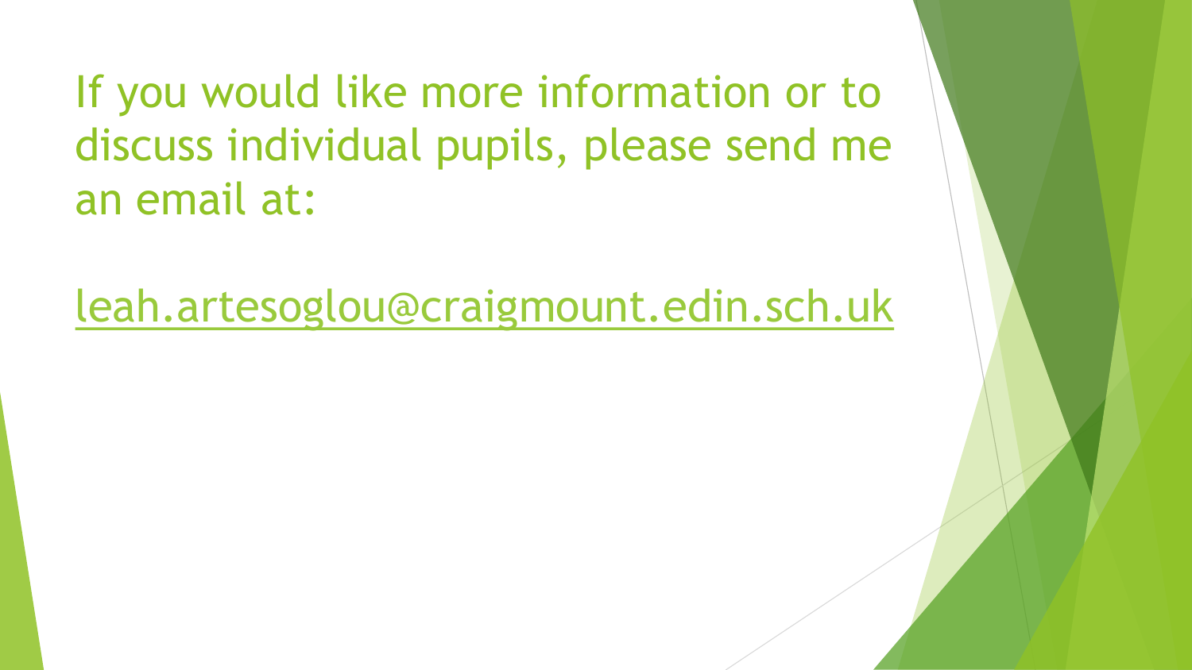If you would like more information or to discuss individual pupils, please send me an email at:

leah.artesoglou@craigmount.edin.sch.uk